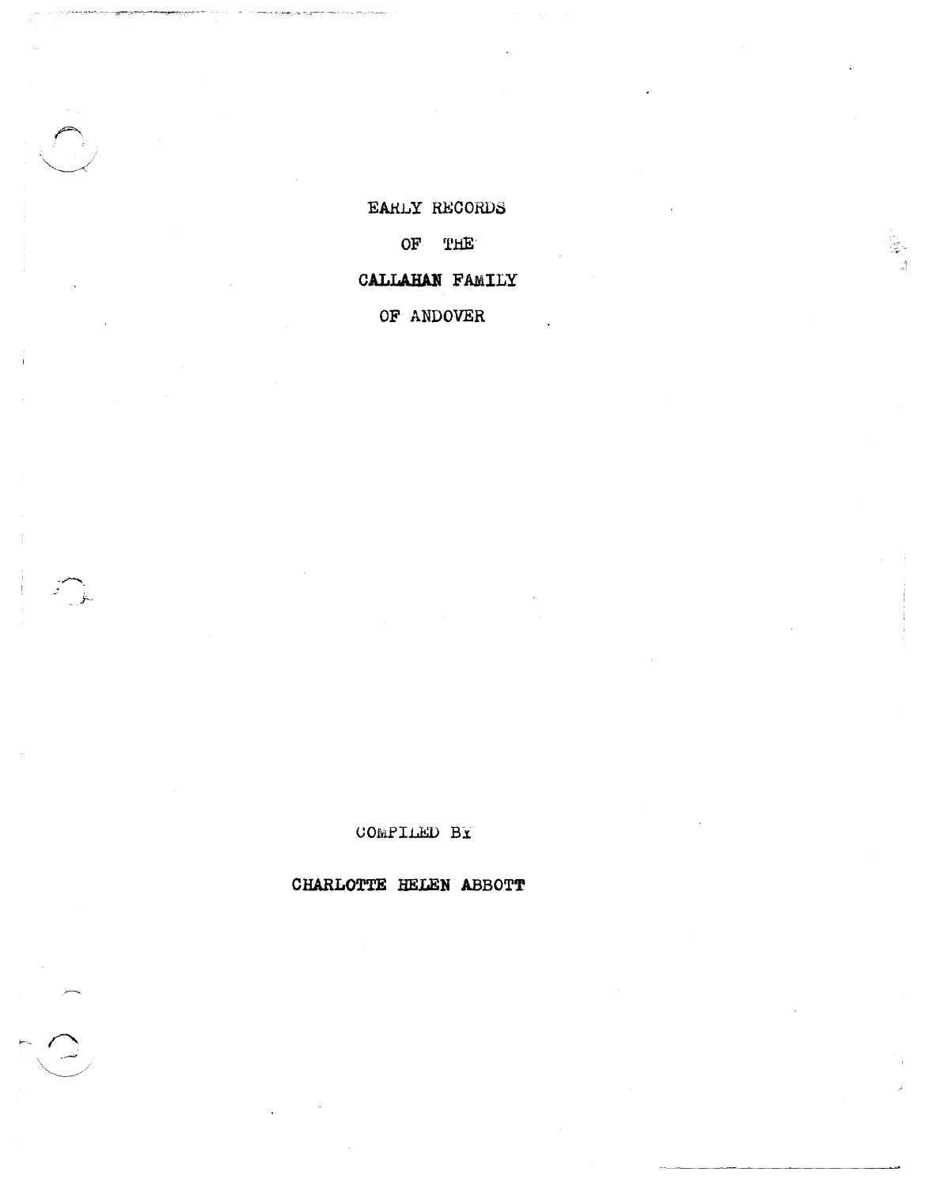# EARLY RECORDS

# OF THE

# CALLAHAN FAMILY

# OF ANDOVER

COMPILED BY

**CHARLOTTE HELEN ABBOTT**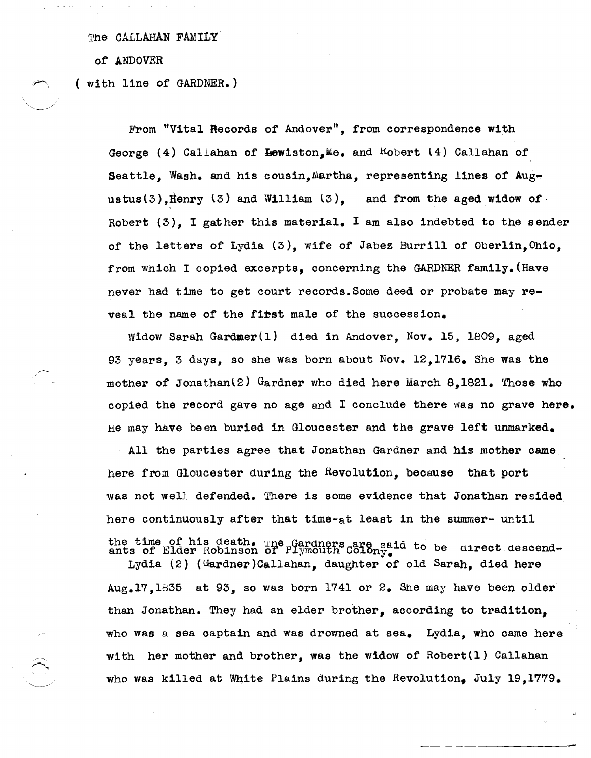The CALLAHAN FAMILY

of ANDOVER

( with line of GARDNER.)

From "Vital Records of Andover", from correspondence with George (4) Callahan of Lewiston,Me. and Robert (4) Callahan of Seattle, Wash. and his cousin,Martha, representing lines of Augustus(3),Henry (3) and William (3), and from the aged widow of Robert (3), I gather this material. I am also indebted to the sender of the letters of Lydia (3), wife of Jabez Burrill of Oberlin,Ohio, from which I copied excerpts, concerning the GARDNER family.(Have never had time to get court records.Some deed or probate may reveal the name of the first male of the succession.

Widow Sarah Gardmer(1) died in Andover, Nov. 15, 1809, aged 93 years, 3 days, so she was born about Nov. 12,1716. She was the mother of Jonathan(2) Gardner who died here March 8,1821. Those who copied the record gave no age and I conclude there was no grave here. He may have been buried in Gloucester and the grave left unmarked.

All the parties agree that Jonathan Gardner and his mother came here from Gloucester during the Revolution, because that port was not well defended. There is some evidence that Jonathan resided here continuously after that time-at least in the summer- until the time of his death. The Gardners are said to be direct descendants of Elder Robinson of Plymouth Colony.

Lydia (2) (Gardner)Callahan, daughter of old Sarah, died here Aug.17,1835 at 93, so was born 1741 or 2. She may have been older than Jonathan. They had an elder brother, according to tradition, who was a sea captain and was drowned at sea. Lydia, who came here with her mother and brother, was the widow of Robert(1) Callahan who was killed at White Plains during the Revolution, July 19,1779.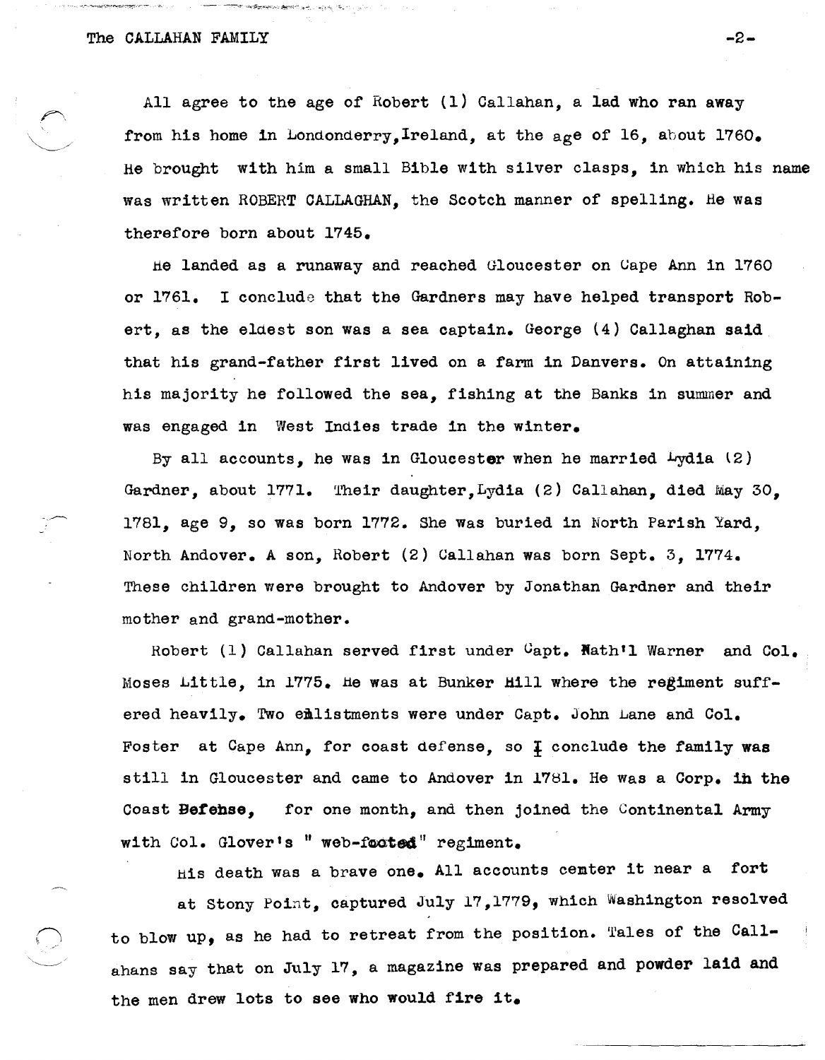All agree to the age of Robert (1) Callahan, a lad who ran away from his home in Londonderry, Ireland, at the age of 16, about 1760. He brought with him a small Bible with silver clasps, in which his name was written ROBERT CALLAGHAN, the Scotch manner of spelling. He was therefore born about 1745.

He landed as a runaway and reached Gloucester on Cape Ann in 1760 or 1761. I conclude that the Gardners may have helped transport Robert, as the eldest son was a sea captain. George (4) Callaghan said that his grand-father first lived on a farm in Danvers. On attaining his majority he followed the sea, fishing at the Banks in summer and was engaged in West Indies trade in the winter.

By all accounts, he was in Gloucester when he married Lydia (2) Gardner, about 1771. Their daughter, Lydia (2) Callahan, died May 30, 1781, age 9, so was born 1772. She was buried in North Parish Yard, North Andover. A son, Robert (2) Callahan was born Sept. 3, 1774. These children were brought to Andover by Jonathan Gardner and their mother and grand-mother.

Robert (1) Callahan served first under Capt. Nath'l Warner and Col. Moses Little, in 1775. He was at Bunker Hill where the regiment suffered heavily. Two enlistments were under Capt. John Lane and Col. Foster at Cape Ann, for coast defense, so I conclude the family was still in Gloucester and came to Andover in 1781. He was a Corp. in the Coast Defense, for one month, and then joined the Continental Army with Col. Glover's " web-footed" regiment.

His death was a brave one. All accounts center it near a fort at Stony Point, captured July 17,1779, which Washington resolved to blow up, as he had to retreat from the position. Tales of the Callahans say that on July 17, a magazine was prepared and powder laid and the men drew lots to see who would fire it.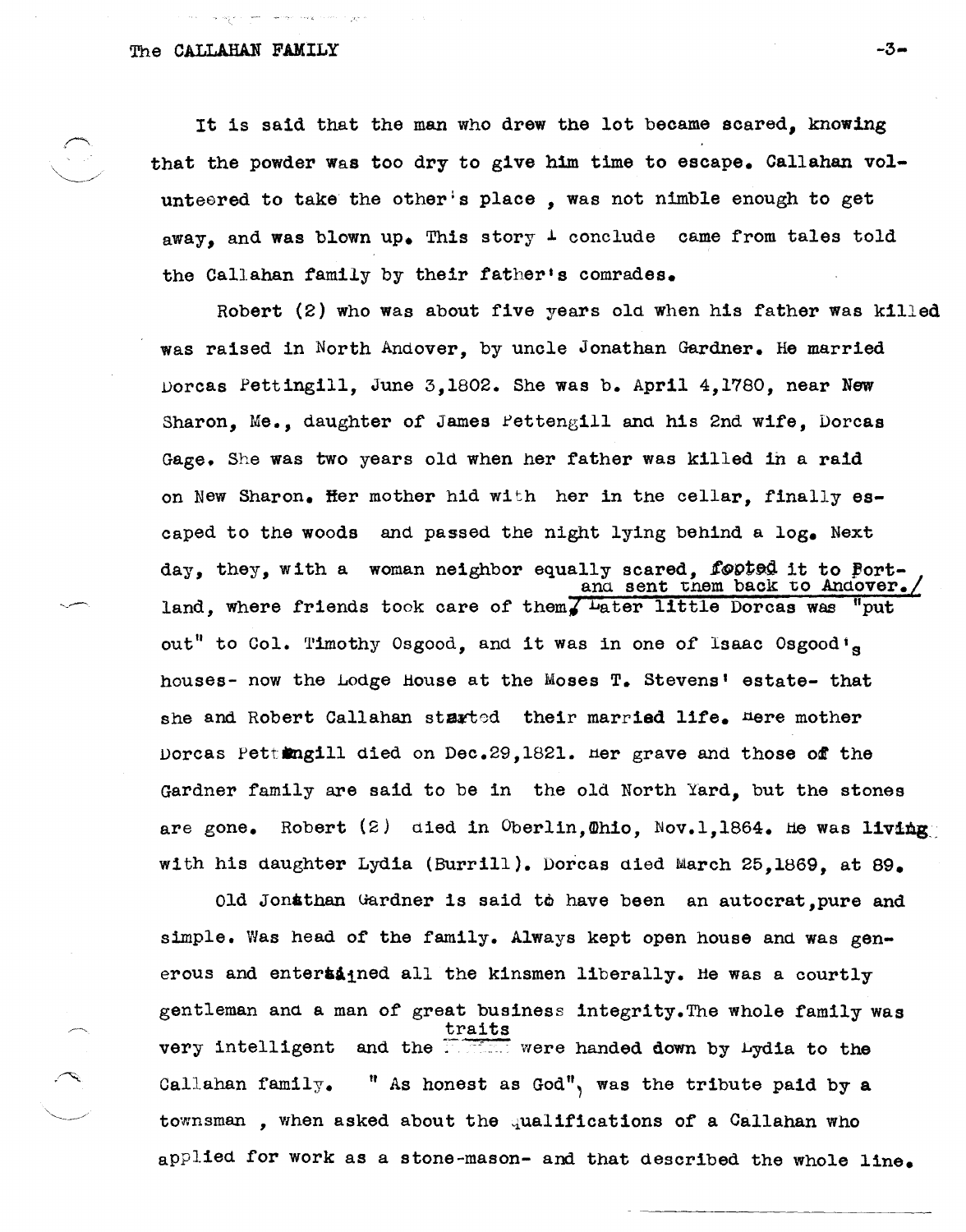It is said that the man who drew the lot became scared, knowing that the powder was too dry to give him time to escape. Callahan volunteered to take the other's place , was not nimble enough to get away, and was blown up. This story I conclude came from tales told the Callahan family by their father's comrades.

Robert (2) who was about five years old when his father was killed was raised in North Andover, by uncle Jonathan Gardner. He married Dorcas Pettingill, June 3,1802. She was b. April 4,1780, near New Sharon, Me., daughter of James Pettengill and his 2nd wife, Dorcas Gage. She was two years old when her father was killed in a raid on New Sharon. Her mother hid with her in the cellar, finally escaped to the woods and passed the night lying behind a log. Next day, they, with a woman neighbor equally scared, footed it to Portland, where friends took care of them and sent them back to Andover. Later little Dorcas was "put out" to Col. Timothy Osgood, and it was in one of Isaac Osgood's houses- now the Lodge House at the Moses T. Stevens' estate- that she and Robert Callahan started their married life. Here mother Dorcas Pettingill died on Dec.29,1821. Her grave and those of the Gardner family are said to be in the old North Yard, but the stones are gone. Robert (2) died in Oberlin,Ohio, Nov.1,1864. He was living with his daughter Lydia (Burrill). Dorcas died March 25,1869, at 89.

Old Jonathan Gardner is said to have been an autocrat,pure and simple. Was head of the family. Always kept open house and was generous and entertained all the kinsmen liberally. He was a courtly gentleman and a man of great business integrity.The whole family was very intelligent and the traits were handed down by Lydia to the Callahan family. " As honest as God", was the tribute paid by a townsman , when asked about the qualifications of a Callahan who applied for work as a stone-mason- and that described the whole line.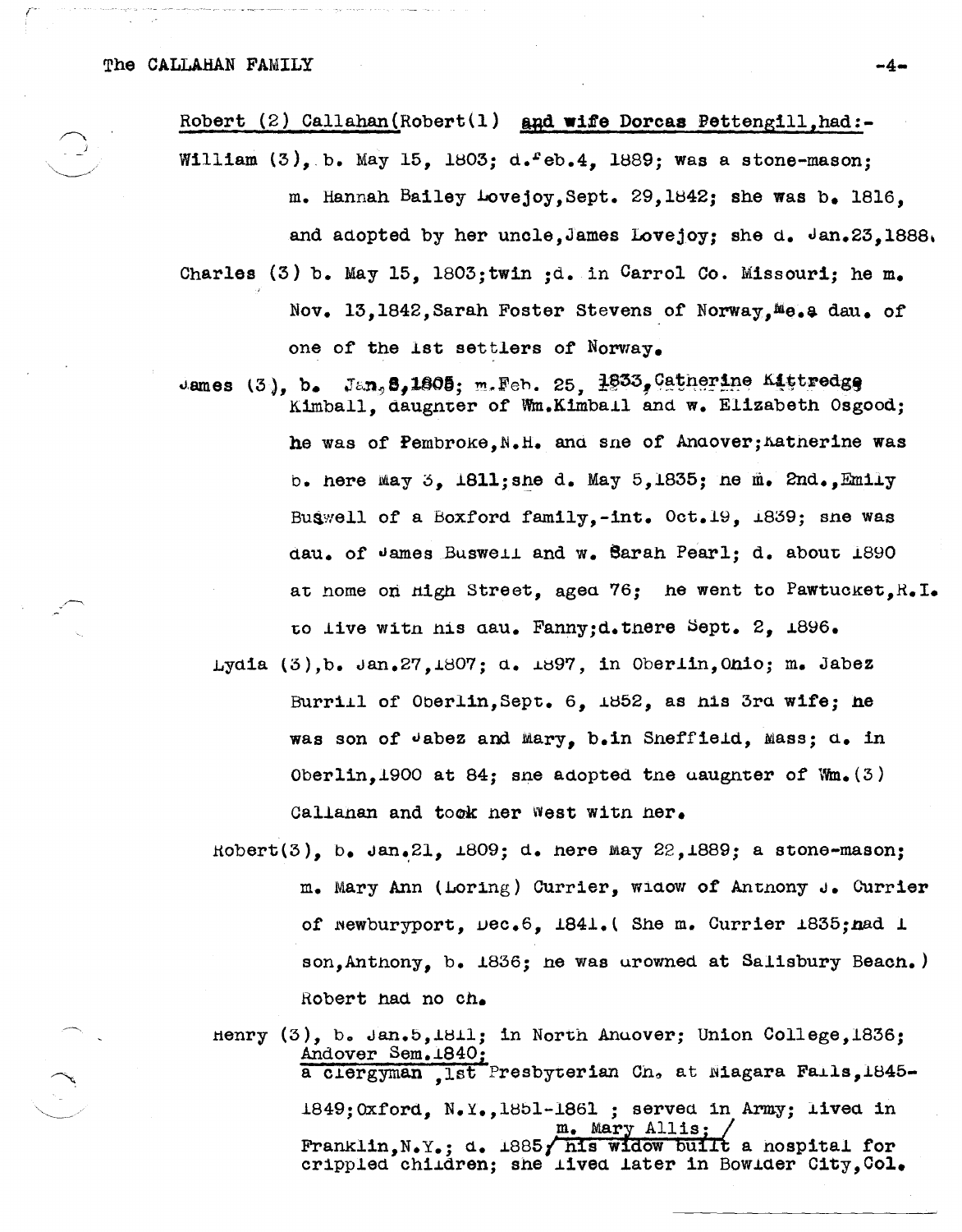Robert (2) Callahan(Robert(1) and wife Dorcas Pettengill,had:-

William (3), b. May 15, 1803; d. Feb.4, 1889; was a stone-mason; m. Hannah Bailey Lovejoy,Sept. 29,1842; she was b. 1816, and adopted by her uncle,James Lovejoy; she d. Jan.23,1888.

Charles (3) b. May 15, 1803;twin ;d. in Carrol Co. Missouri; he m. Nov. 13,1842,Sarah Foster Stevens of Norway,Me.a dau. of one of the 1st settlers of Norway.

James (3), b. Jan.8,1805; m.Feb. 25, 1833,Catherine Kittredge Kimball, daughter of Wm.Kimball and w. Elizabeth Osgood; he was of Pembroke,N.H. and she of Andover;Katherine was b. here May 3, 1811;she d. May 5,1835; he m. 2nd.,Emily Buswell of a Boxford family,-int. Oct.19, 1839; she was dau. of James Buswell and w. Sarah Pearl; d. about 1890 at home on High Street, aged 76; he went to Pawtucket,R.I. to live with his dau. Fanny;d.there Sept. 2, 1896.

Lydia (3),b. Jan.27,1807; d. 1897, in Oberlin,Ohio; m. Jabez Burrill of Oberlin,Sept. 6, 1852, as his 3rd wife; he was son of Jabez and Mary, b.in Sheffield, Mass; d. in Oberlin,1900 at 84; she adopted the daughter of Wm.(3) Callahan and took her West with her.

Robert(3), b. Jan.21, 1809; d. here May 22,1889; a stone-mason; m. Mary Ann (Loring) Currier, widow of Anthony J. Currier of Newburyport, Dec.6, 1841.( She m. Currier 1835;had 1 son,Anthony, b. 1836; he was drowned at Salisbury Beach.) Robert had no ch.

Henry (3), b. Jan.5,1811; in North Andover; Union College,1836; Andover Sem.1840; a clergyman ,1st Presbyterian Ch. at Niagara Falls,1845-1849;Oxford, N.Y.,1851-1861 ; served in Army; lived in Franklin,N.Y.; d. 1885; m. Mary Allis; his widow built a hospital for crippled children; she lived later in Bowlder City,Col.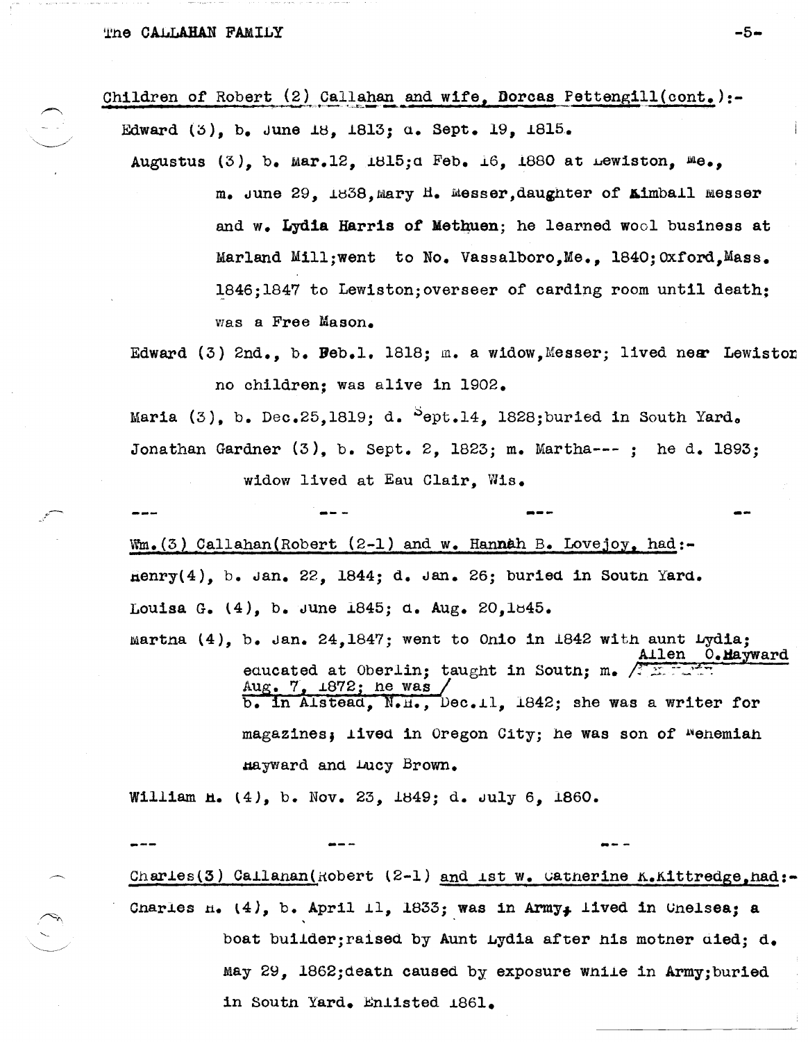Children of Robert (2) Callahan and wife, Dorcas Pettengill(cont.):-

Edward (3), b. June 18, 1813; d. Sept. 19, 1815.

Augustus (3), b. Mar.12, 1815;d Feb. 16, 1880 at Lewiston, Me., m. June 29, 1838,Mary H. Messer,daughter of Kimball Messer and w. **Lydia Harris of Methuen**; he learned wool business at Marland Mill;went to No. Vassalboro,Me., 1840;Oxford,Mass. 1846;1847 to Lewiston;overseer of carding room until death; was a Free Mason.

Edward (3) 2nd., b. Feb.1. 1818; m. a widow,Messer; lived near Lewiston no children; was alive in 1902.

Maria (3), b. Dec.25,1819; d. Sept.14, 1828;buried in South Yard.

Jonathan Gardner (3), b. Sept. 2, 1823; m. Martha--- ; he d. 1893; widow lived at Eau Clair, Wis.

--- --- --- --

Wm.(3) Callahan(Robert (2-1) and w. Hannah B. Lovejoy, had:-

Henry(4), b. Jan. 22, 1844; d. Jan. 26; buried in South Yard.

Louisa G. (4), b. June 1845; d. Aug. 20,1845.

Martha (4), b. Jan. 24,1847; went to Ohio in 1842 with aunt Lydia; educated at Oberlin; taught in South; m. Allen O.Hayward Aug. 7, 1872; he was b. in Alstead, N.H., Dec.11, 1842; she was a writer for magazines; lived in Oregon City; he was son of Nehemiah Hayward and Lucy Brown.

William H. (4), b. Nov. 23, 1849; d. July 6, 1860.

--- --- ---

Charles(3) Callahan(Robert (2-1) and 1st w. Catherine K.Kittredge,had:-

Charles H. (4), b. April 11, 1833; was in Army; lived in Chelsea; a boat builder;raised by Aunt Lydia after his mother died; d. May 29, 1862;death caused by exposure while in Army;buried in South Yard. Enlisted 1861.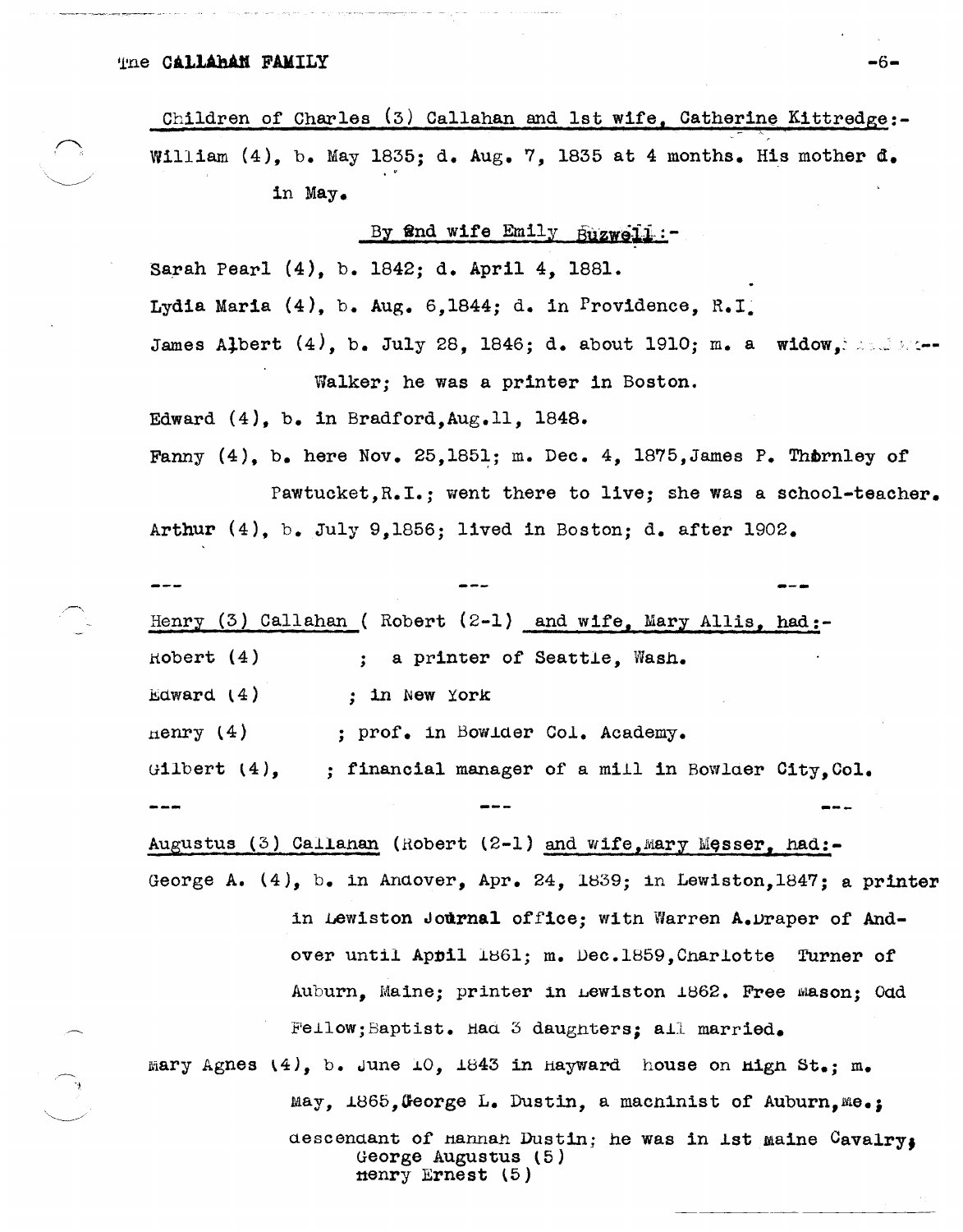Children of Charles (3) Callahan and 1st wife, Catherine Kittredge:-

William (4), b. May 1835; d. Aug. 7, 1835 at 4 months. His mother d. in May.

By 2nd wife Emily Buzwell:-

Sarah Pearl (4), b. 1842; d. April 4, 1881.

Lydia Maria (4), b. Aug. 6,1844; d. in Providence, R.I.

James Albert (4), b. July 28, 1846; d. about 1910; m. a widow, ---- Walker; he was a printer in Boston.

Edward (4), b. in Bradford,Aug.11, 1848.

Fanny (4), b. here Nov. 25,1851; m. Dec. 4, 1875,James P. Thornley of Pawtucket,R.I.; went there to live; she was a school-teacher.

Arthur (4), b. July 9,1856; lived in Boston; d. after 1902.

--- --- ---

Henry (3) Callahan ( Robert (2-1) and wife, Mary Allis, had:-

Robert (4) ; a printer of Seattle, Wash.

Edward (4) ; in New York

Henry (4) ; prof. in Bowlder Col. Academy.

Gilbert (4), ; financial manager of a mill in Bowlder City,Col.

--- --- ---

Augustus (3) Callahan (Robert (2-1) and wife,Mary Messer, had:-

George A. (4), b. in Andover, Apr. 24, 1839; in Lewiston,1847; a printer in Lewiston Journal office; with Warren A.Draper of Andover until April 1861; m. Dec.1859,Charlotte Turner of Auburn, Maine; printer in Lewiston 1862. Free Mason; Odd Fellow;Baptist. Had 3 daughters; all married.

Mary Agnes (4), b. June 10, 1843 in Hayward house on High St.; m. May, 1865,George L. Dustin, a machinist of Auburn,Me.; descendant of Hannah Dustin; he was in 1st Maine Cavalry;

George Augustus (5)
Henry Ernest (5)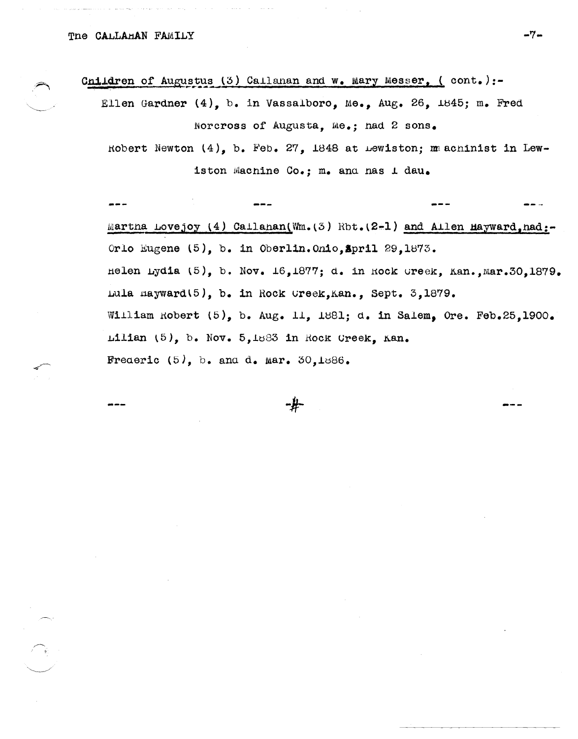Children of Augustus (3) Callahan and w. Mary Messer, ( cont.):-

Ellen Gardner (4), b. in Vassalboro, Me., Aug. 26, 1845; m. Fred Norcross of Augusta, Me.; had 2 sons.

Robert Newton (4), b. Feb. 27, 1848 at Lewiston; machinist in Lewiston Machine Co.; m. and has 1 dau.

--- --- --- ---

Martha Lovejoy (4) Callahan(Wm.(3) Rbt.(2-1) and Allen Hayward, had:-

Orlo Eugene (5), b. in Oberlin.Ohio,April 29,1873.

Helen Lydia (5), b. Nov. 16,1877; d. in Rock Creek, Kan.,Mar.30,1879.

Lula Hayward(5), b. in Rock Creek,Kan., Sept. 3,1879.

William Robert (5), b. Aug. 11, 1881; d. in Salem, Ore. Feb.25,1900.

Lilian (5), b. Nov. 5,1883 in Rock Creek, Kan.

Frederic (5), b. and d. Mar. 30,1886.

--- -#- ---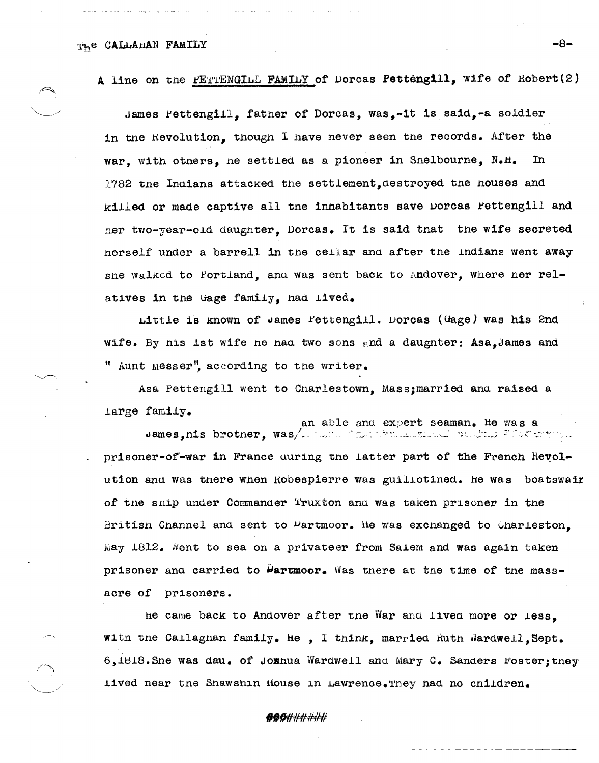A line on the PETTENGILL FAMILY of Dorcas Pettengill, wife of Robert(2)

James Pettengill, father of Dorcas, was,-it is said,-a soldier in the Revolution, though I have never seen the records. After the war, with others, he settled as a pioneer in Shelbourne, N.H. In 1782 the Indians attacked the settlement,destroyed the houses and killed or made captive all the inhabitants save Dorcas Pettengill and her two-year-old daughter, Dorcas. It is said that the wife secreted herself under a barrell in the cellar and after the Indians went away she walked to Portland, and was sent back to Andover, where her relatives in the Gage family, had lived.

Little is known of James Pettengill. Dorcas (Gage) was his 2nd wife. By his 1st wife he had two sons and a daughter: Asa,James and " Aunt Messer", according to the writer.

Asa Pettengill went to Charlestown, Mass;married and raised a large family.

James,his brother, was an able and expert seaman. He was a prisoner-of-war in France during the latter part of the French Revolution and was there when Robespierre was guillotined. He was boatswain of the ship under Commander Truxton and was taken prisoner in the British Channel and sent to Dartmoor. He was exchanged to Charleston, May 1812. Went to sea on a privateer from Salem and was again taken prisoner and carried to Dartmoor. Was there at the time of the massacre of prisoners.

He came back to Andover after the War and lived more or less, with the Callaghan family. He , I think, married Ruth Wardwell,Sept. 6,1818.She was dau. of Joshua Wardwell and Mary C. Sanders Foster;they lived near the Shawshin House in Lawrence.They had no children.

###########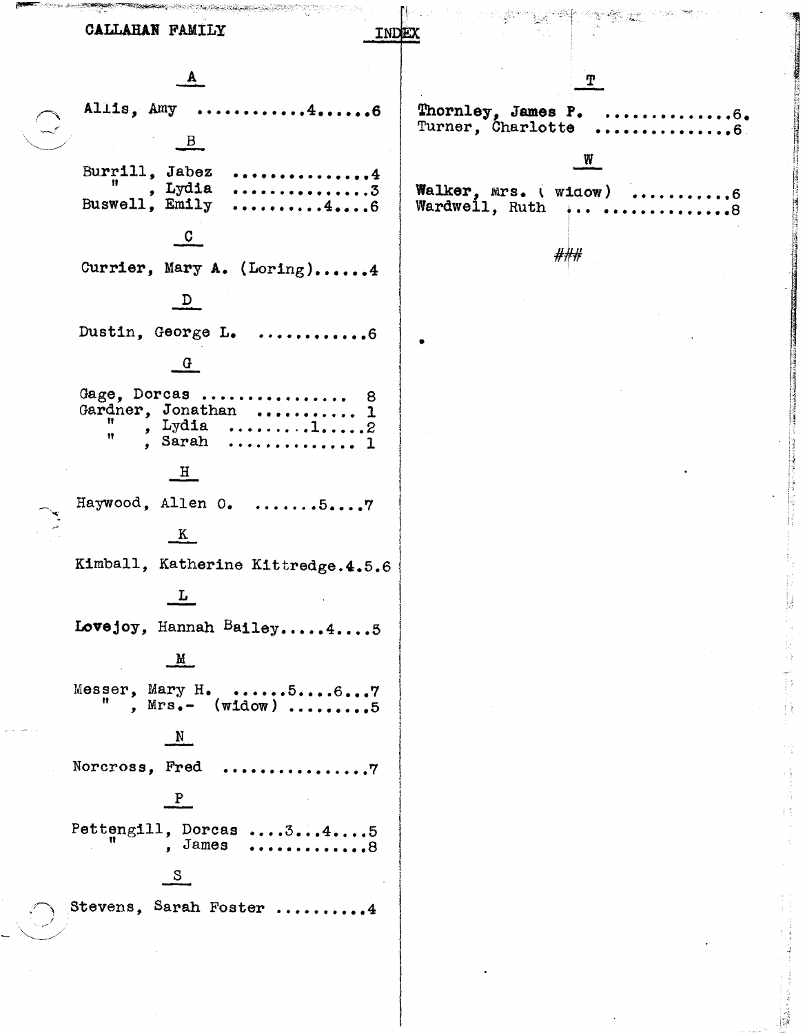CALLAHAN FAMILY

## INDEX

### A

Allis, Amy ............4......6

### B

Burrill, Jabez ..............4
" , Lydia ..............3
Buswell, Emily ..........4....6

### C

Currier, Mary A. (Loring)......4

### D

Dustin, George L. ............6

### G

Gage, Dorcas ................ 8
Gardner, Jonathan ........... 1
" , Lydia .........1.....2
" , Sarah .............. 1

### H

Haywood, Allen O. .......5....7

### K

Kimball, Katherine Kittredge.4.5.6

### L

**Lovejoy**, Hannah Bailey.....4....5

### M

Messer, Mary H. ......5....6...7
" , Mrs.- (widow) .........5

### N

Norcross, Fred ...............7

### P

Pettengill, Dorcas ....3...4....5
" , James .............8

### S

Stevens, Sarah Foster ..........4

### T

**Thornley, James P.** ..............6.
Turner, Charlotte ...............6

### W

**Walker**, Mrs. (widow) ...........6
Wardwell, Ruth ... .............8

###